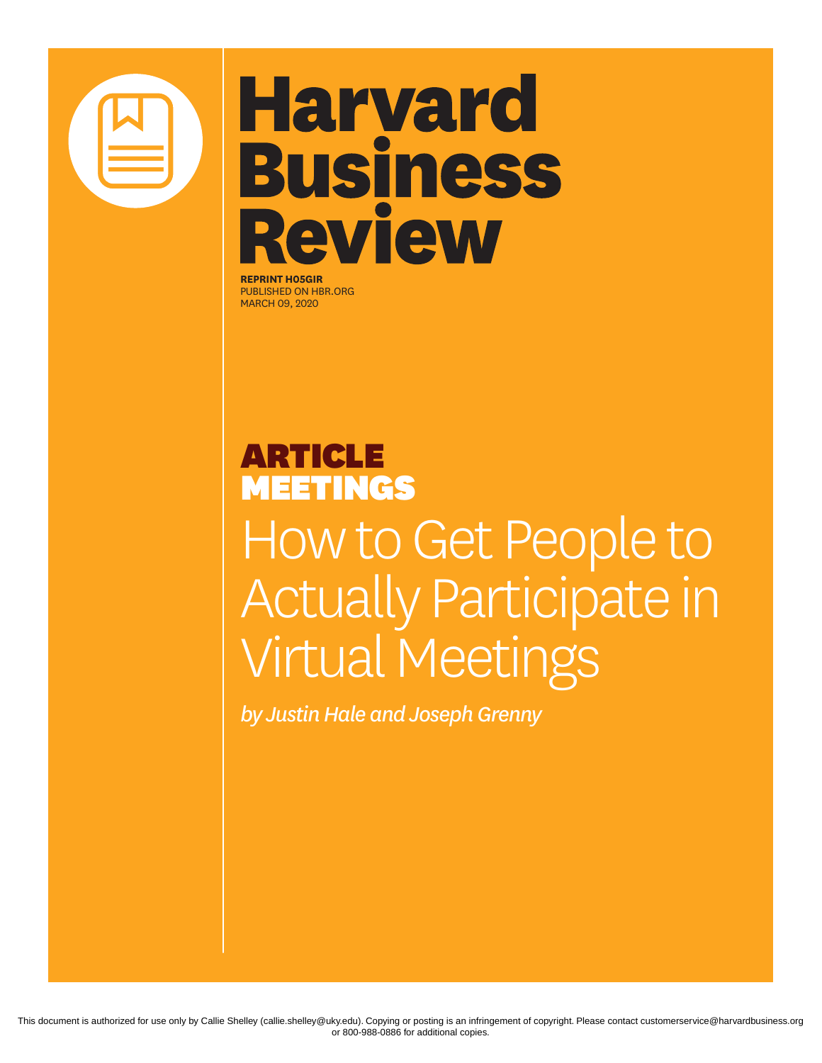# Harvard Business Review

**REPRINT H05GIR**
PUBLISHED ON HBR.ORG
MARCH 09, 2020

**ARTICLE**
**MEETINGS**

# How to Get People to Actually Participate in Virtual Meetings

*by Justin Hale and Joseph Grenny*

This document is authorized for use only by Callie Shelley (callie.shelley@uky.edu). Copying or posting is an infringement of copyright. Please contact customerservice@harvardbusiness.org or 800-988-0886 for additional copies.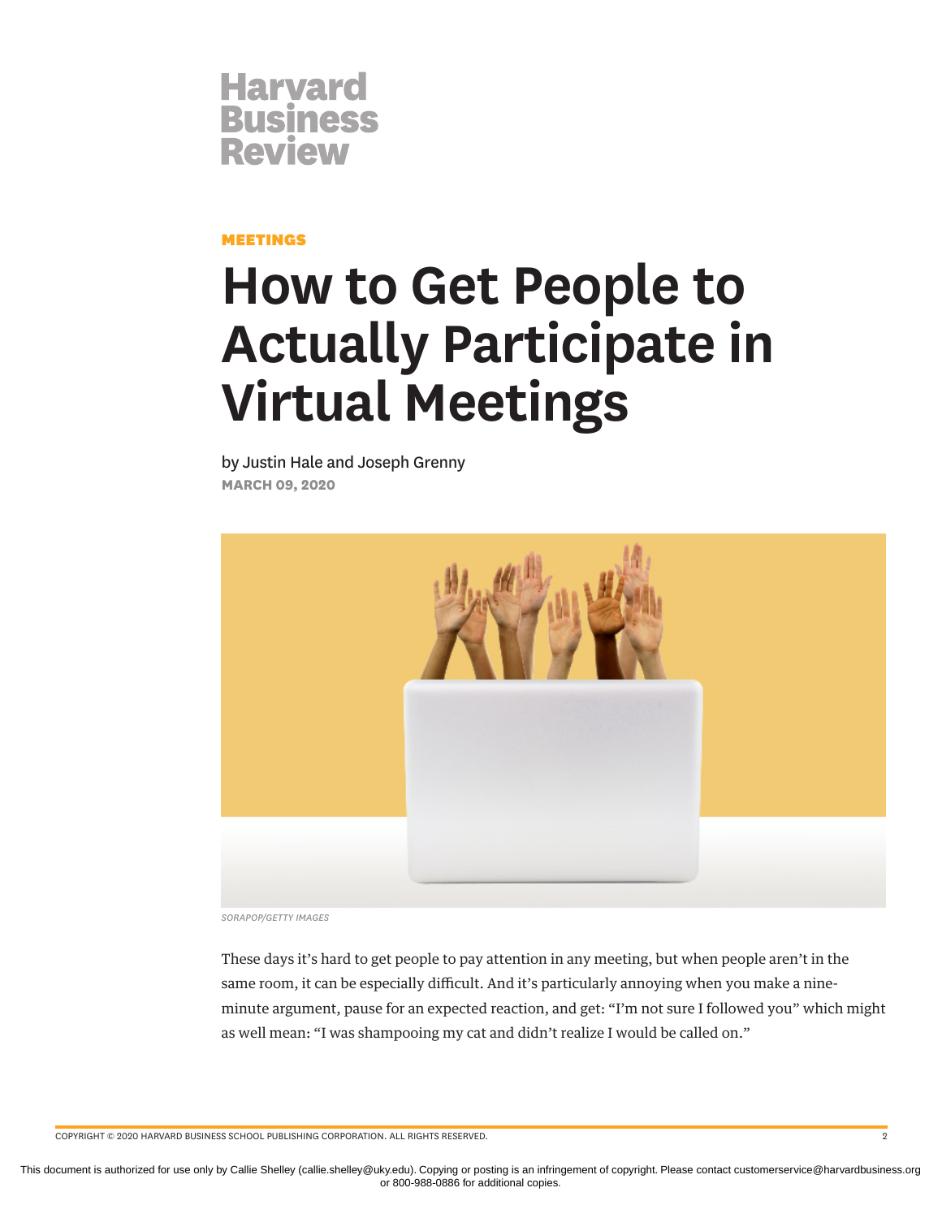# Harvard Business Review

**MEETINGS**

# How to Get People to Actually Participate in Virtual Meetings

by Justin Hale and Joseph Grenny

**MARCH 09, 2020**

*SORAPOP/GETTY IMAGES*

These days it's hard to get people to pay attention in any meeting, but when people aren't in the same room, it can be especially difficult. And it's particularly annoying when you make a nine-minute argument, pause for an expected reaction, and get: "I'm not sure I followed you" which might as well mean: "I was shampooing my cat and didn't realize I would be called on."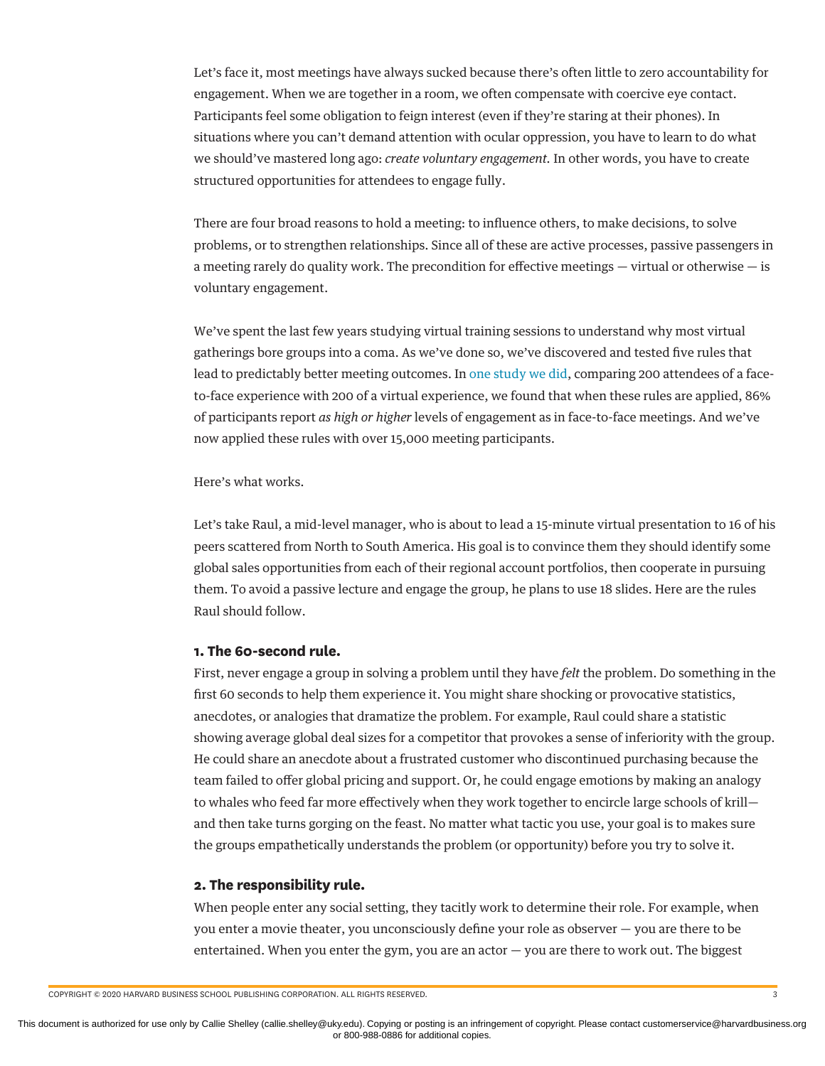Let's face it, most meetings have always sucked because there's often little to zero accountability for engagement. When we are together in a room, we often compensate with coercive eye contact. Participants feel some obligation to feign interest (even if they're staring at their phones). In situations where you can't demand attention with ocular oppression, you have to learn to do what we should've mastered long ago: *create voluntary engagement.* In other words, you have to create structured opportunities for attendees to engage fully.

There are four broad reasons to hold a meeting: to influence others, to make decisions, to solve problems, or to strengthen relationships. Since all of these are active processes, passive passengers in a meeting rarely do quality work. The precondition for effective meetings — virtual or otherwise — is voluntary engagement.

We've spent the last few years studying virtual training sessions to understand why most virtual gatherings bore groups into a coma. As we've done so, we've discovered and tested five rules that lead to predictably better meeting outcomes. In one study we did, comparing 200 attendees of a face-to-face experience with 200 of a virtual experience, we found that when these rules are applied, 86% of participants report *as high or higher* levels of engagement as in face-to-face meetings. And we've now applied these rules with over 15,000 meeting participants.

Here's what works.

Let's take Raul, a mid-level manager, who is about to lead a 15-minute virtual presentation to 16 of his peers scattered from North to South America. His goal is to convince them they should identify some global sales opportunities from each of their regional account portfolios, then cooperate in pursuing them. To avoid a passive lecture and engage the group, he plans to use 18 slides. Here are the rules Raul should follow.

### 1. The 60-second rule.

First, never engage a group in solving a problem until they have *felt* the problem. Do something in the first 60 seconds to help them experience it. You might share shocking or provocative statistics, anecdotes, or analogies that dramatize the problem. For example, Raul could share a statistic showing average global deal sizes for a competitor that provokes a sense of inferiority with the group. He could share an anecdote about a frustrated customer who discontinued purchasing because the team failed to offer global pricing and support. Or, he could engage emotions by making an analogy to whales who feed far more effectively when they work together to encircle large schools of krill—and then take turns gorging on the feast. No matter what tactic you use, your goal is to makes sure the groups empathetically understands the problem (or opportunity) before you try to solve it.

### 2. The responsibility rule.

When people enter any social setting, they tacitly work to determine their role. For example, when you enter a movie theater, you unconsciously define your role as observer — you are there to be entertained. When you enter the gym, you are an actor — you are there to work out. The biggest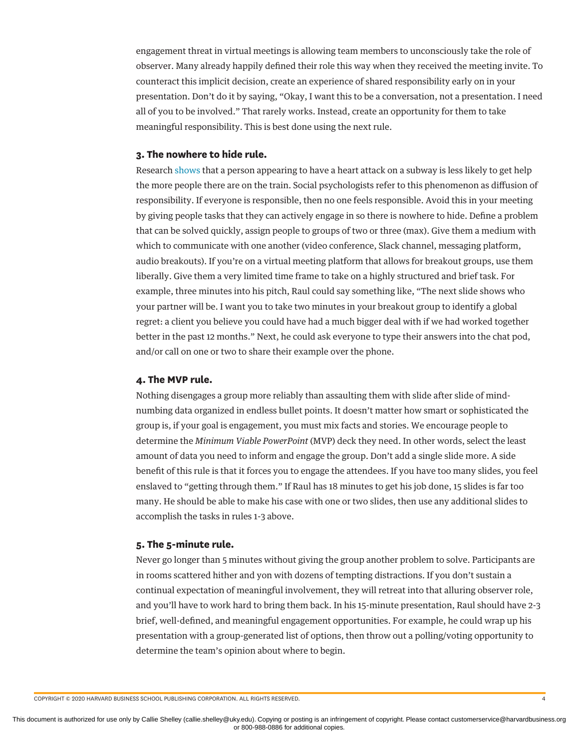engagement threat in virtual meetings is allowing team members to unconsciously take the role of observer. Many already happily defined their role this way when they received the meeting invite. To counteract this implicit decision, create an experience of shared responsibility early on in your presentation. Don't do it by saying, "Okay, I want this to be a conversation, not a presentation. I need all of you to be involved." That rarely works. Instead, create an opportunity for them to take meaningful responsibility. This is best done using the next rule.

### 3. The nowhere to hide rule.

Research shows that a person appearing to have a heart attack on a subway is less likely to get help the more people there are on the train. Social psychologists refer to this phenomenon as diffusion of responsibility. If everyone is responsible, then no one feels responsible. Avoid this in your meeting by giving people tasks that they can actively engage in so there is nowhere to hide. Define a problem that can be solved quickly, assign people to groups of two or three (max). Give them a medium with which to communicate with one another (video conference, Slack channel, messaging platform, audio breakouts). If you're on a virtual meeting platform that allows for breakout groups, use them liberally. Give them a very limited time frame to take on a highly structured and brief task. For example, three minutes into his pitch, Raul could say something like, "The next slide shows who your partner will be. I want you to take two minutes in your breakout group to identify a global regret: a client you believe you could have had a much bigger deal with if we had worked together better in the past 12 months." Next, he could ask everyone to type their answers into the chat pod, and/or call on one or two to share their example over the phone.

### 4. The MVP rule.

Nothing disengages a group more reliably than assaulting them with slide after slide of mind-numbing data organized in endless bullet points. It doesn't matter how smart or sophisticated the group is, if your goal is engagement, you must mix facts and stories. We encourage people to determine the *Minimum Viable PowerPoint* (MVP) deck they need. In other words, select the least amount of data you need to inform and engage the group. Don't add a single slide more. A side benefit of this rule is that it forces you to engage the attendees. If you have too many slides, you feel enslaved to "getting through them." If Raul has 18 minutes to get his job done, 15 slides is far too many. He should be able to make his case with one or two slides, then use any additional slides to accomplish the tasks in rules 1-3 above.

### 5. The 5-minute rule.

Never go longer than 5 minutes without giving the group another problem to solve. Participants are in rooms scattered hither and yon with dozens of tempting distractions. If you don't sustain a continual expectation of meaningful involvement, they will retreat into that alluring observer role, and you'll have to work hard to bring them back. In his 15-minute presentation, Raul should have 2-3 brief, well-defined, and meaningful engagement opportunities. For example, he could wrap up his presentation with a group-generated list of options, then throw out a polling/voting opportunity to determine the team's opinion about where to begin.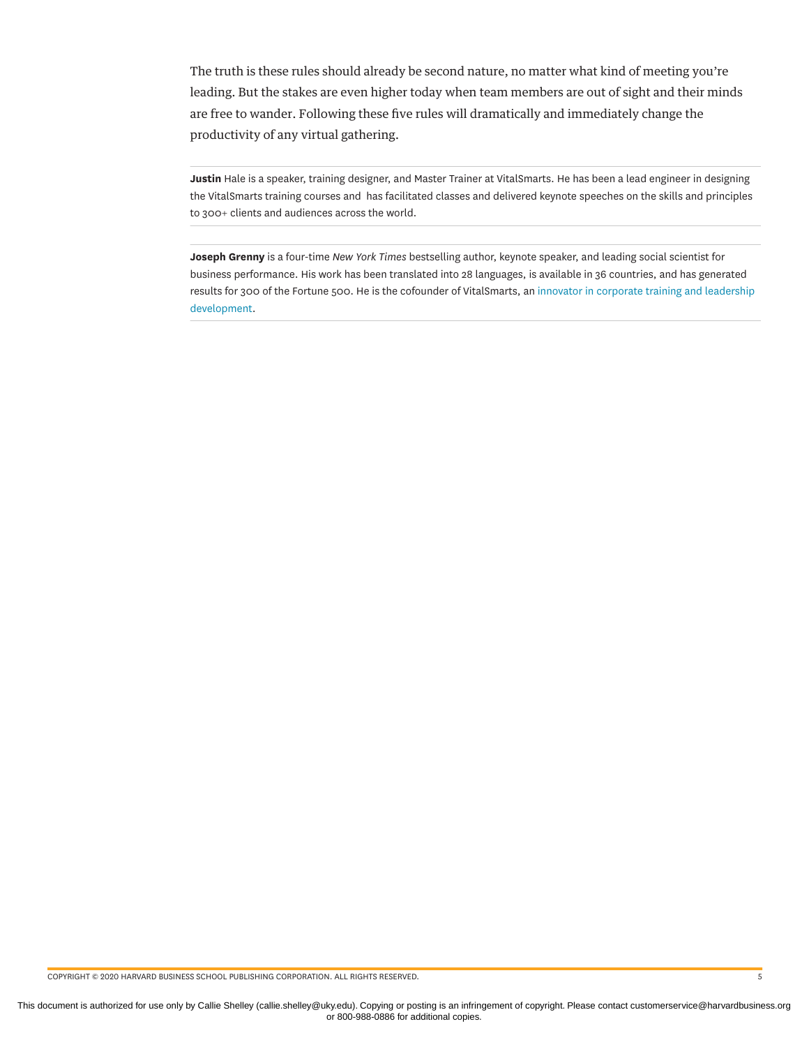The truth is these rules should already be second nature, no matter what kind of meeting you're leading. But the stakes are even higher today when team members are out of sight and their minds are free to wander. Following these five rules will dramatically and immediately change the productivity of any virtual gathering.

---

**Justin** Hale is a speaker, training designer, and Master Trainer at VitalSmarts. He has been a lead engineer in designing the VitalSmarts training courses and has facilitated classes and delivered keynote speeches on the skills and principles to 300+ clients and audiences across the world.

---

**Joseph Grenny** is a four-time *New York Times* bestselling author, keynote speaker, and leading social scientist for business performance. His work has been translated into 28 languages, is available in 36 countries, and has generated results for 300 of the Fortune 500. He is the cofounder of VitalSmarts, an innovator in corporate training and leadership development.

---

COPYRIGHT © 2020 HARVARD BUSINESS SCHOOL PUBLISHING CORPORATION. ALL RIGHTS RESERVED.

This document is authorized for use only by Callie Shelley (callie.shelley@uky.edu). Copying or posting is an infringement of copyright. Please contact customerservice@harvardbusiness.org or 800-988-0886 for additional copies.